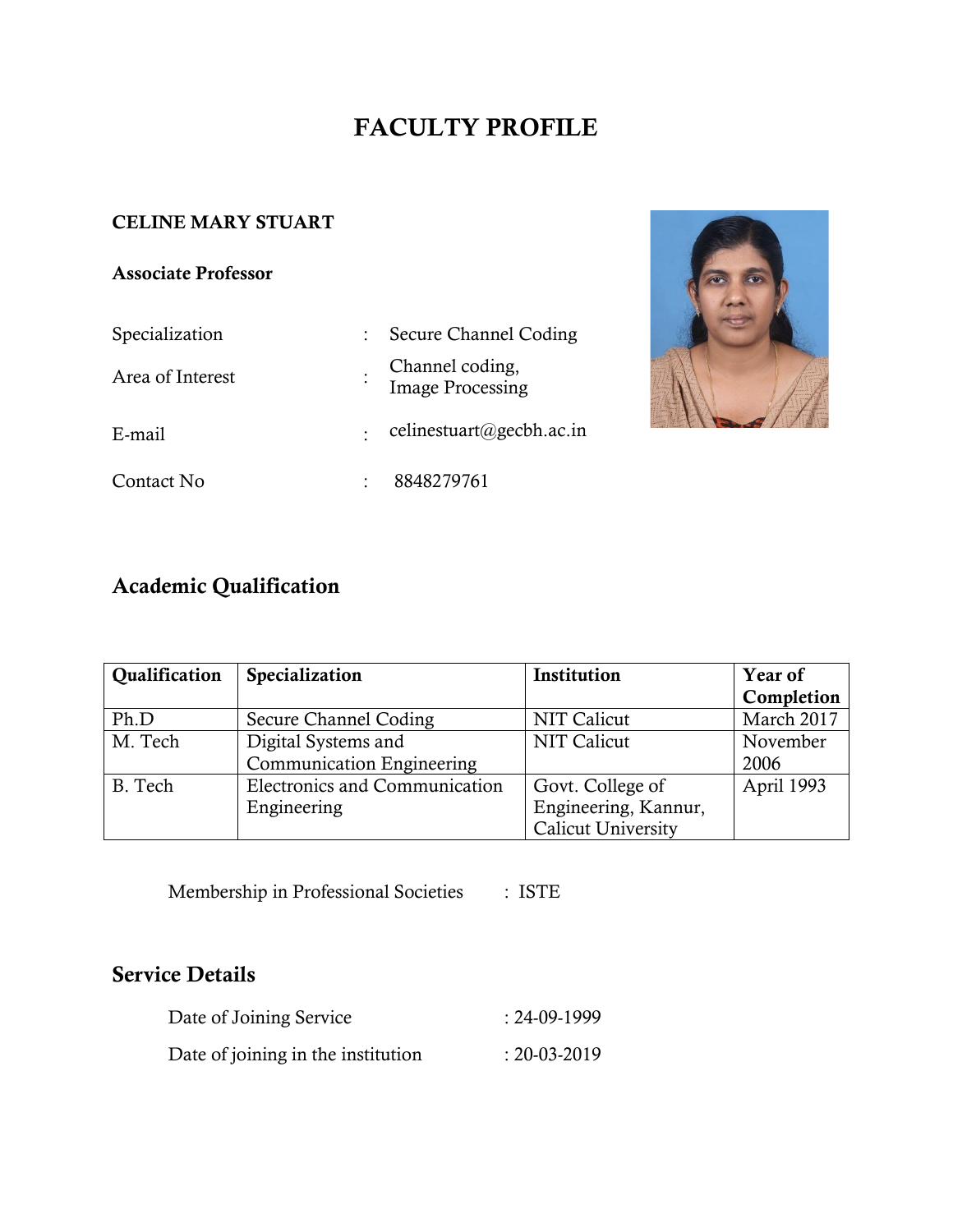# FACULTY PROFILE

**CELINE MARY STUART**

**Associate Professor**

| | | |
|---|---|---|
| Specialization | : | Secure Channel Coding |
| Area of Interest | : | Channel coding, Image Processing |
| E-mail | : | celinestuart@gecbh.ac.in |
| Contact No | : | 8848279761 |

## Academic Qualification

| Qualification | Specialization | Institution | Year of Completion |
|---|---|---|---|
| Ph.D | Secure Channel Coding | NIT Calicut | March 2017 |
| M. Tech | Digital Systems and Communication Engineering | NIT Calicut | November 2006 |
| B. Tech | Electronics and Communication Engineering | Govt. College of Engineering, Kannur, Calicut University | April 1993 |

Membership in Professional Societies : ISTE

## Service Details

Date of Joining Service : 24-09-1999

Date of joining in the institution : 20-03-2019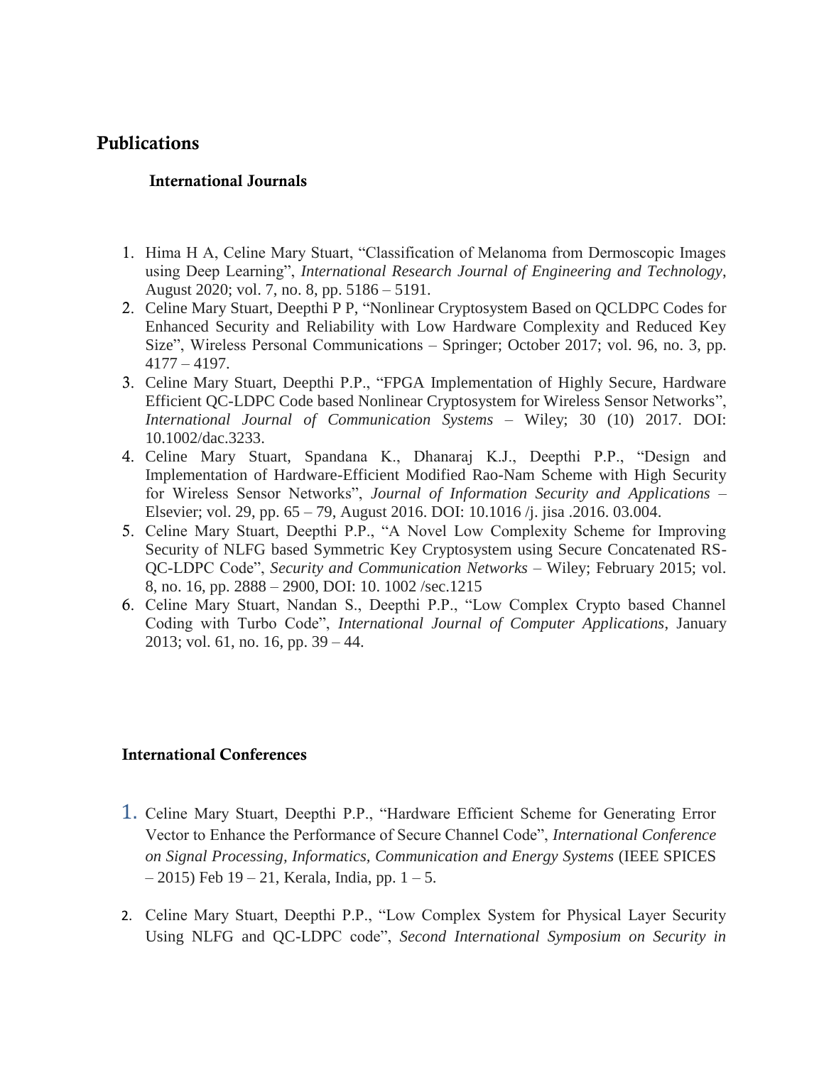# Publications

## International Journals

1. Hima H A, Celine Mary Stuart, "Classification of Melanoma from Dermoscopic Images using Deep Learning", *International Research Journal of Engineering and Technology*, August 2020; vol. 7, no. 8, pp. 5186 – 5191.
2. Celine Mary Stuart, Deepthi P P, "Nonlinear Cryptosystem Based on QCLDPC Codes for Enhanced Security and Reliability with Low Hardware Complexity and Reduced Key Size", Wireless Personal Communications – Springer; October 2017; vol. 96, no. 3, pp. 4177 – 4197.
3. Celine Mary Stuart, Deepthi P.P., "FPGA Implementation of Highly Secure, Hardware Efficient QC-LDPC Code based Nonlinear Cryptosystem for Wireless Sensor Networks", *International Journal of Communication Systems* – Wiley; 30 (10) 2017. DOI: 10.1002/dac.3233.
4. Celine Mary Stuart, Spandana K., Dhanaraj K.J., Deepthi P.P., "Design and Implementation of Hardware-Efficient Modified Rao-Nam Scheme with High Security for Wireless Sensor Networks", *Journal of Information Security and Applications* – Elsevier; vol. 29, pp. 65 – 79, August 2016. DOI: 10.1016 /j. jisa .2016. 03.004.
5. Celine Mary Stuart, Deepthi P.P., "A Novel Low Complexity Scheme for Improving Security of NLFG based Symmetric Key Cryptosystem using Secure Concatenated RS-QC-LDPC Code", *Security and Communication Networks* – Wiley; February 2015; vol. 8, no. 16, pp. 2888 – 2900, DOI: 10. 1002 /sec.1215
6. Celine Mary Stuart, Nandan S., Deepthi P.P., "Low Complex Crypto based Channel Coding with Turbo Code", *International Journal of Computer Applications*, January 2013; vol. 61, no. 16, pp. 39 – 44.

## International Conferences

1. Celine Mary Stuart, Deepthi P.P., "Hardware Efficient Scheme for Generating Error Vector to Enhance the Performance of Secure Channel Code", *International Conference on Signal Processing, Informatics, Communication and Energy Systems* (IEEE SPICES – 2015) Feb 19 – 21, Kerala, India, pp. 1 – 5.
2. Celine Mary Stuart, Deepthi P.P., "Low Complex System for Physical Layer Security Using NLFG and QC-LDPC code", *Second International Symposium on Security in*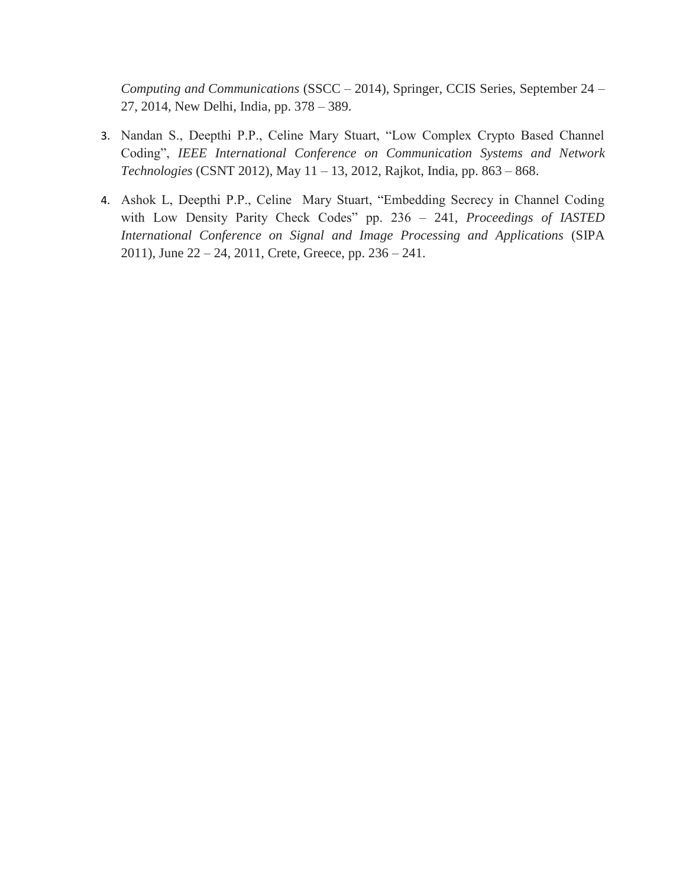*Computing and Communications* (SSCC – 2014), Springer, CCIS Series, September 24 – 27, 2014, New Delhi, India, pp. 378 – 389.

3. Nandan S., Deepthi P.P., Celine Mary Stuart, "Low Complex Crypto Based Channel Coding", *IEEE International Conference on Communication Systems and Network Technologies* (CSNT 2012), May 11 – 13, 2012, Rajkot, India, pp. 863 – 868.

4. Ashok L, Deepthi P.P., Celine Mary Stuart, "Embedding Secrecy in Channel Coding with Low Density Parity Check Codes" pp. 236 – 241, *Proceedings of IASTED International Conference on Signal and Image Processing and Applications* (SIPA 2011), June 22 – 24, 2011, Crete, Greece, pp. 236 – 241.